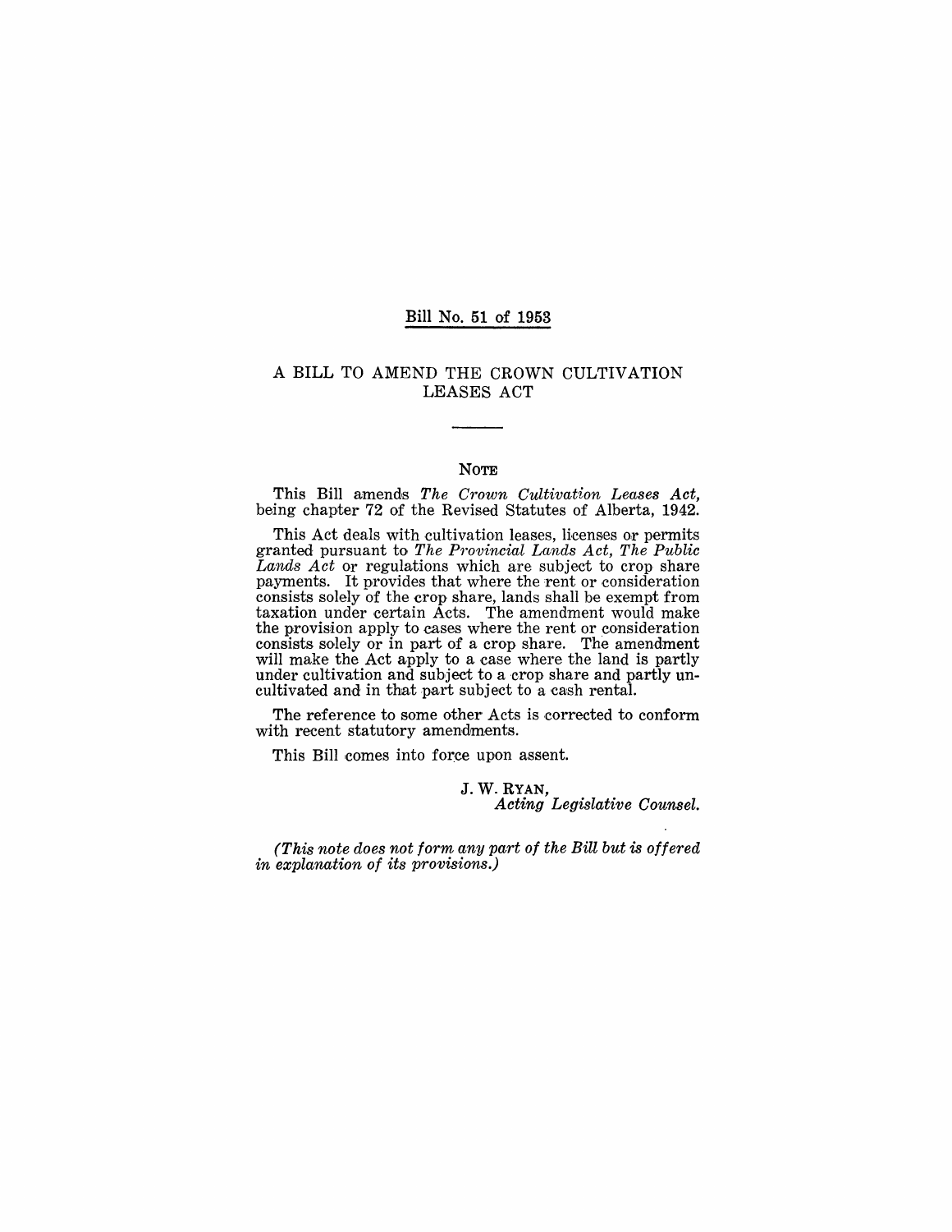Bill No. 51 of 1953

# A BILL TO AMEND THE CROWN CULTIVATION LEASES ACT

## NOTE

This Bill amends *The Crown Cultivation Leases Act*, being chapter 72 of the Revised Statutes of Alberta, 1942.

This Act deals with cultivation leases, licenses or permits granted pursuant to *The Provincial Lands Act*, *The Public Lands Act* or regulations which are subject to crop share payments. It provides that where the rent or consideration consists solely of the crop share, lands shall be exempt from taxation under certain Acts. The amendment would make the provision apply to cases where the rent or consideration consists solely or in part of a crop share. The amendment will make the Act apply to a case where the land is partly under cultivation and subject to a crop share and partly uncultivated and in that part subject to a cash rental.

The reference to some other Acts is corrected to conform with recent statutory amendments.

This Bill comes into force upon assent.

J. W. RYAN,
*Acting Legislative Counsel.*

*(This note does not form any part of the Bill but is offered in explanation of its provisions.)*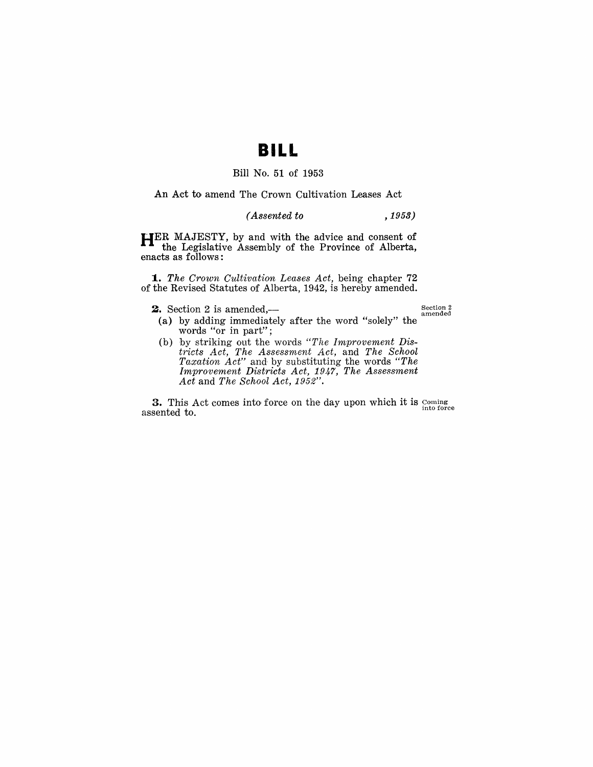# BILL

Bill No. 51 of 1953

An Act to amend The Crown Cultivation Leases Act

*(Assented to , 1953)*

HER MAJESTY, by and with the advice and consent of the Legislative Assembly of the Province of Alberta, enacts as follows:

**1.** *The Crown Cultivation Leases Act*, being chapter 72 of the Revised Statutes of Alberta, 1942, is hereby amended.

**2.** Section 2 is amended,—

Section 2 amended

(a) by adding immediately after the word "solely" the words "or in part";

(b) by striking out the words "*The Improvement Districts Act, The Assessment Act,* and *The School Taxation Act*" and by substituting the words "*The Improvement Districts Act, 1947, The Assessment Act* and *The School Act, 1952*".

**3.** This Act comes into force on the day upon which it is assented to.

Coming into force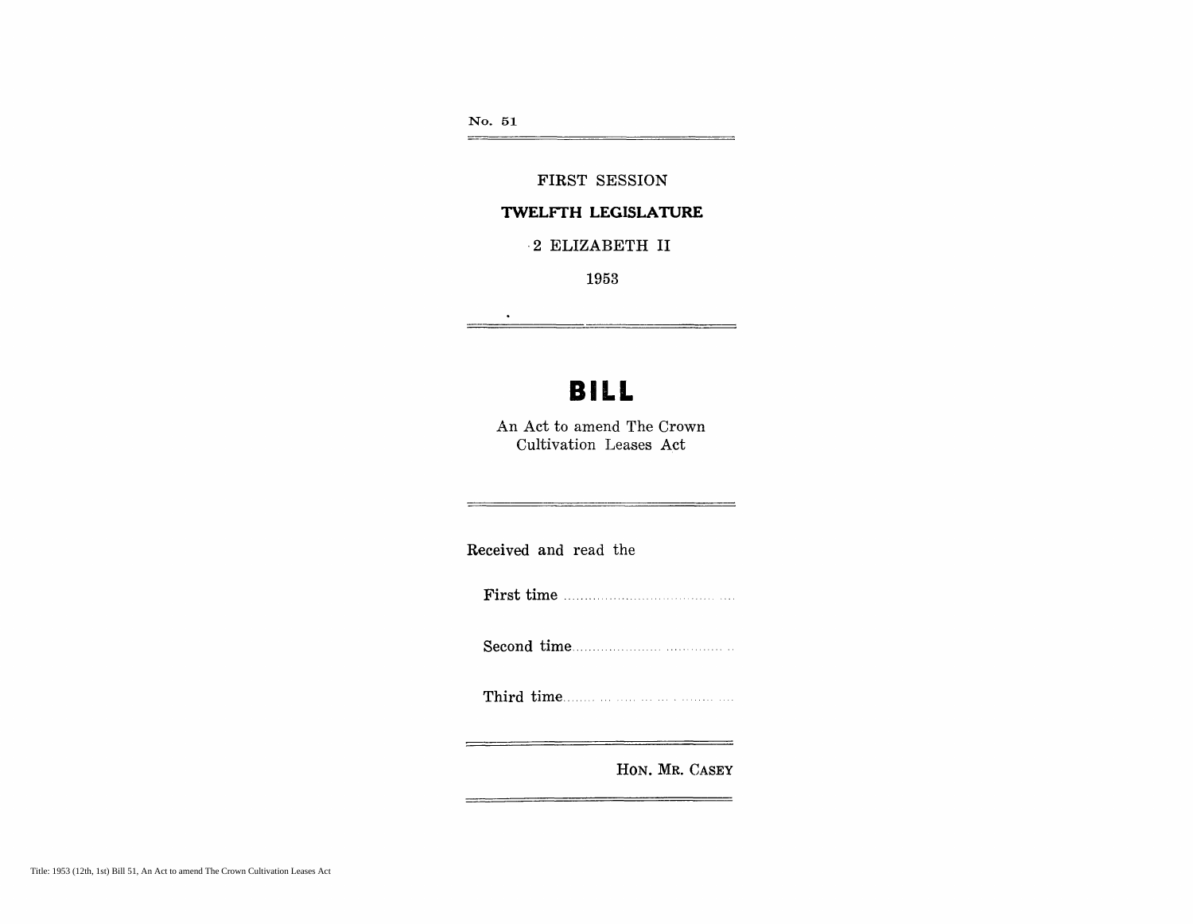No. 51

FIRST SESSION

**TWELFTH LEGISLATURE**

2 ELIZABETH II

1953

# BILL

An Act to amend The Crown Cultivation Leases Act

Received and read the

**First time** ....................................

**Second time** ....................................

**Third time** ....................................

HON. MR. CASEY

Title: 1953 (12th, 1st) Bill 51, An Act to amend The Crown Cultivation Leases Act